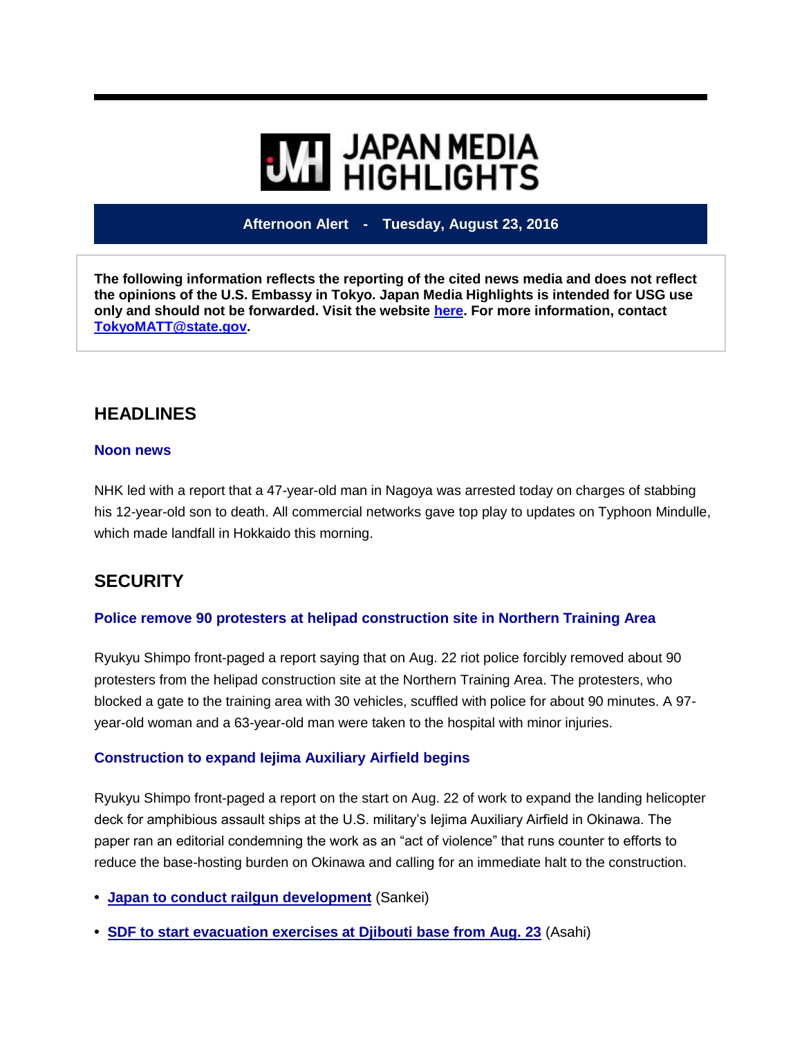# JAPAN MEDIA HIGHLIGHTS

**Afternoon Alert - Tuesday, August 23, 2016**

**The following information reflects the reporting of the cited news media and does not reflect the opinions of the U.S. Embassy in Tokyo. Japan Media Highlights is intended for USG use only and should not be forwarded. Visit the website here. For more information, contact TokyoMATT@state.gov.**

## HEADLINES

### Noon news

NHK led with a report that a 47-year-old man in Nagoya was arrested today on charges of stabbing his 12-year-old son to death. All commercial networks gave top play to updates on Typhoon Mindulle, which made landfall in Hokkaido this morning.

## SECURITY

### Police remove 90 protesters at helipad construction site in Northern Training Area

Ryukyu Shimpo front-paged a report saying that on Aug. 22 riot police forcibly removed about 90 protesters from the helipad construction site at the Northern Training Area. The protesters, who blocked a gate to the training area with 30 vehicles, scuffled with police for about 90 minutes. A 97-year-old woman and a 63-year-old man were taken to the hospital with minor injuries.

### Construction to expand Iejima Auxiliary Airfield begins

Ryukyu Shimpo front-paged a report on the start on Aug. 22 of work to expand the landing helicopter deck for amphibious assault ships at the U.S. military's Iejima Auxiliary Airfield in Okinawa. The paper ran an editorial condemning the work as an "act of violence" that runs counter to efforts to reduce the base-hosting burden on Okinawa and calling for an immediate halt to the construction.

- **Japan to conduct railgun development** (Sankei)
- **SDF to start evacuation exercises at Djibouti base from Aug. 23** (Asahi)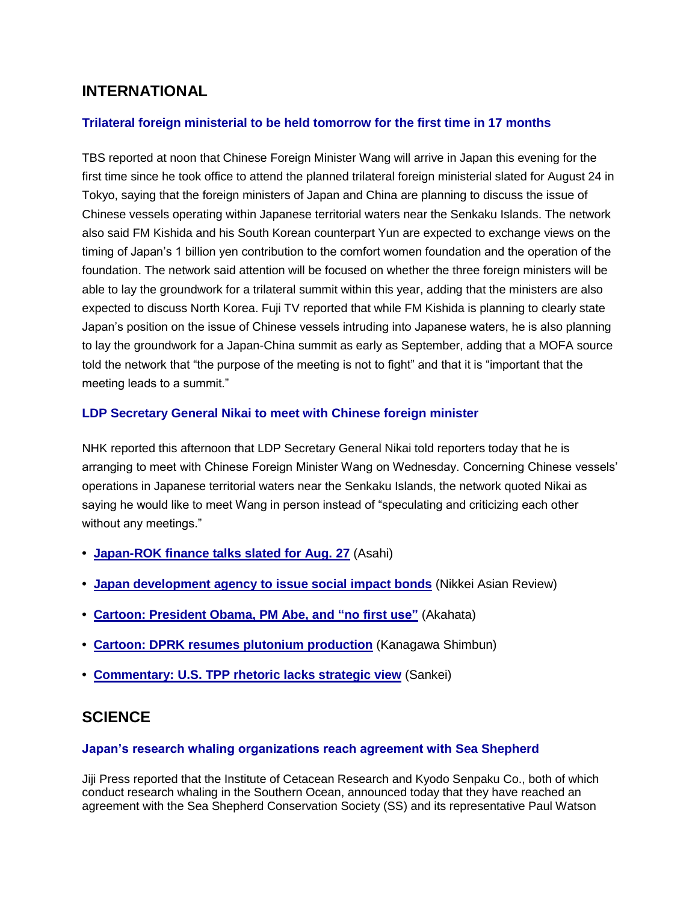## INTERNATIONAL

### Trilateral foreign ministerial to be held tomorrow for the first time in 17 months

TBS reported at noon that Chinese Foreign Minister Wang will arrive in Japan this evening for the first time since he took office to attend the planned trilateral foreign ministerial slated for August 24 in Tokyo, saying that the foreign ministers of Japan and China are planning to discuss the issue of Chinese vessels operating within Japanese territorial waters near the Senkaku Islands. The network also said FM Kishida and his South Korean counterpart Yun are expected to exchange views on the timing of Japan's 1 billion yen contribution to the comfort women foundation and the operation of the foundation. The network said attention will be focused on whether the three foreign ministers will be able to lay the groundwork for a trilateral summit within this year, adding that the ministers are also expected to discuss North Korea. Fuji TV reported that while FM Kishida is planning to clearly state Japan's position on the issue of Chinese vessels intruding into Japanese waters, he is also planning to lay the groundwork for a Japan-China summit as early as September, adding that a MOFA source told the network that "the purpose of the meeting is not to fight" and that it is "important that the meeting leads to a summit."

### LDP Secretary General Nikai to meet with Chinese foreign minister

NHK reported this afternoon that LDP Secretary General Nikai told reporters today that he is arranging to meet with Chinese Foreign Minister Wang on Wednesday. Concerning Chinese vessels' operations in Japanese territorial waters near the Senkaku Islands, the network quoted Nikai as saying he would like to meet Wang in person instead of "speculating and criticizing each other without any meetings."

- **Japan-ROK finance talks slated for Aug. 27** (Asahi)
- **Japan development agency to issue social impact bonds** (Nikkei Asian Review)
- **Cartoon: President Obama, PM Abe, and "no first use"** (Akahata)
- **Cartoon: DPRK resumes plutonium production** (Kanagawa Shimbun)
- **Commentary: U.S. TPP rhetoric lacks strategic view** (Sankei)

## SCIENCE

### Japan's research whaling organizations reach agreement with Sea Shepherd

Jiji Press reported that the Institute of Cetacean Research and Kyodo Senpaku Co., both of which conduct research whaling in the Southern Ocean, announced today that they have reached an agreement with the Sea Shepherd Conservation Society (SS) and its representative Paul Watson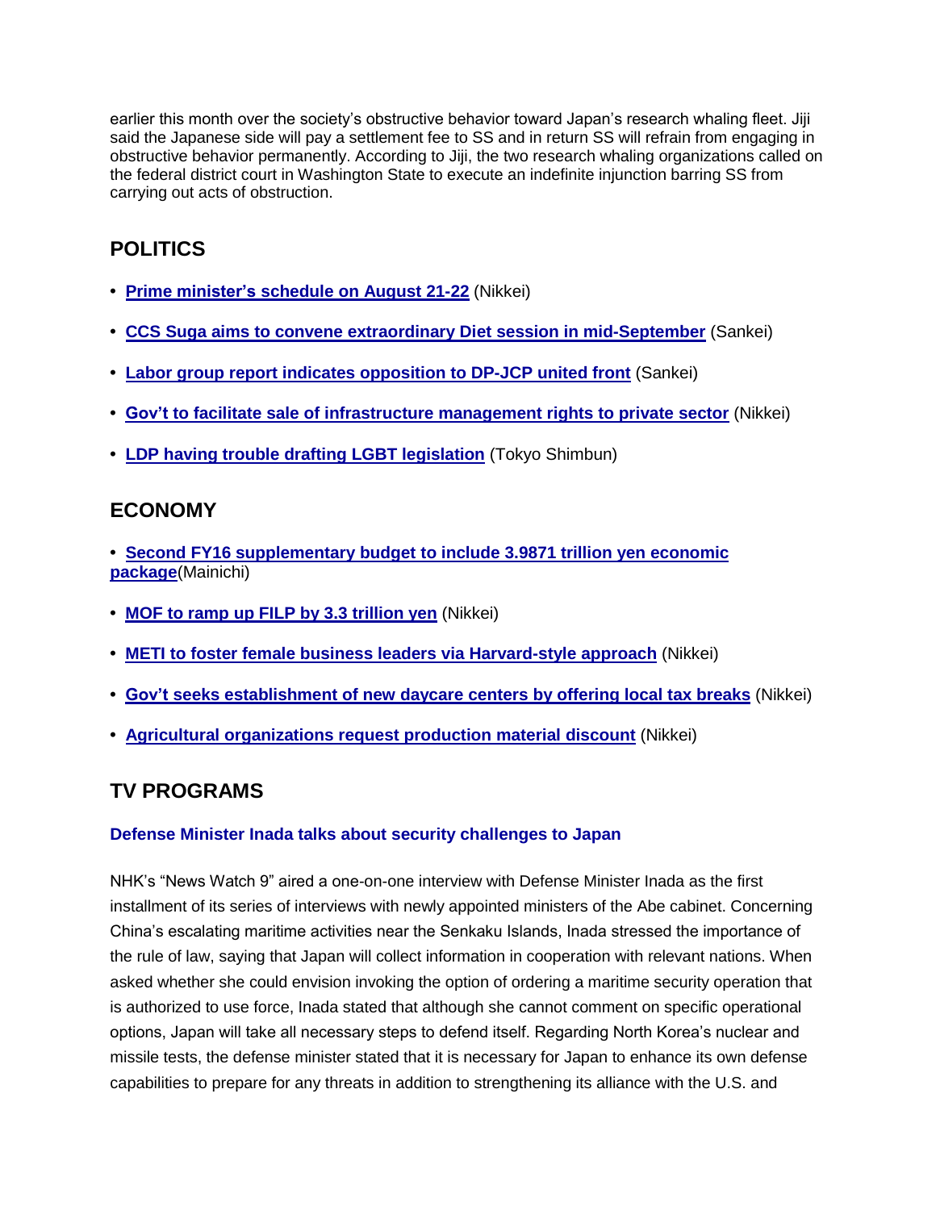earlier this month over the society's obstructive behavior toward Japan's research whaling fleet. Jiji said the Japanese side will pay a settlement fee to SS and in return SS will refrain from engaging in obstructive behavior permanently. According to Jiji, the two research whaling organizations called on the federal district court in Washington State to execute an indefinite injunction barring SS from carrying out acts of obstruction.

## POLITICS

- **Prime minister's schedule on August 21-22** (Nikkei)
- **CCS Suga aims to convene extraordinary Diet session in mid-September** (Sankei)
- **Labor group report indicates opposition to DP-JCP united front** (Sankei)
- **Gov't to facilitate sale of infrastructure management rights to private sector** (Nikkei)
- **LDP having trouble drafting LGBT legislation** (Tokyo Shimbun)

## ECONOMY

- **Second FY16 supplementary budget to include 3.9871 trillion yen economic package**(Mainichi)
- **MOF to ramp up FILP by 3.3 trillion yen** (Nikkei)
- **METI to foster female business leaders via Harvard-style approach** (Nikkei)
- **Gov't seeks establishment of new daycare centers by offering local tax breaks** (Nikkei)
- **Agricultural organizations request production material discount** (Nikkei)

## TV PROGRAMS

### Defense Minister Inada talks about security challenges to Japan

NHK's "News Watch 9" aired a one-on-one interview with Defense Minister Inada as the first installment of its series of interviews with newly appointed ministers of the Abe cabinet. Concerning China's escalating maritime activities near the Senkaku Islands, Inada stressed the importance of the rule of law, saying that Japan will collect information in cooperation with relevant nations. When asked whether she could envision invoking the option of ordering a maritime security operation that is authorized to use force, Inada stated that although she cannot comment on specific operational options, Japan will take all necessary steps to defend itself. Regarding North Korea's nuclear and missile tests, the defense minister stated that it is necessary for Japan to enhance its own defense capabilities to prepare for any threats in addition to strengthening its alliance with the U.S. and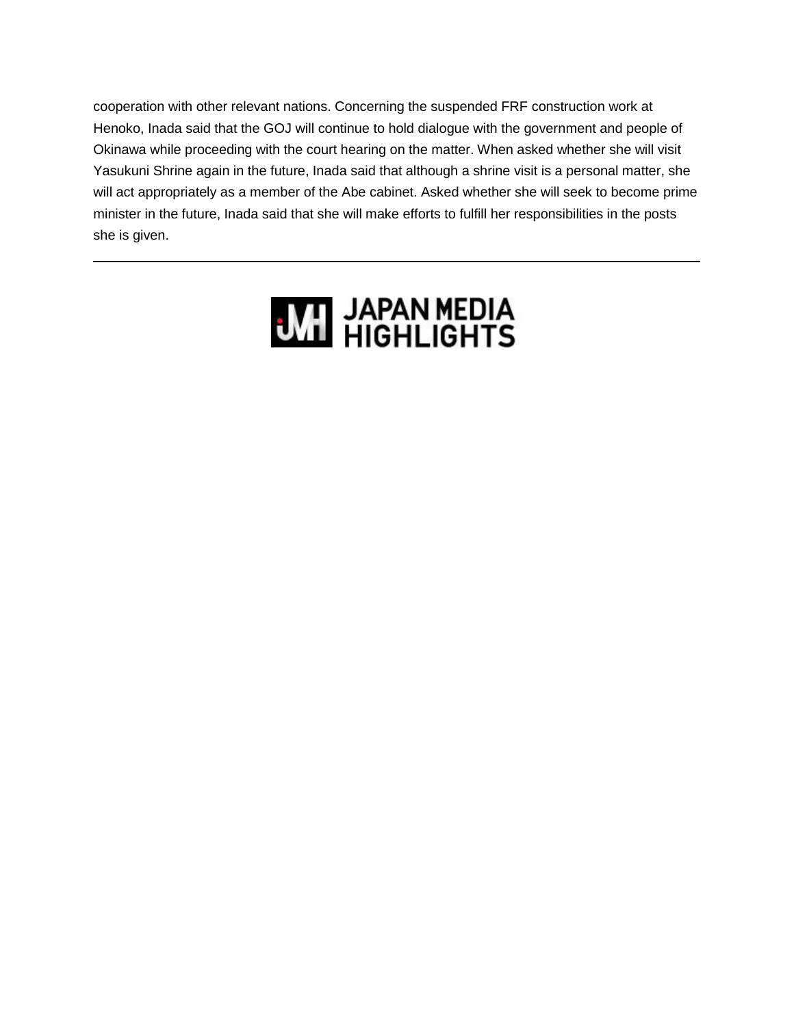cooperation with other relevant nations. Concerning the suspended FRF construction work at Henoko, Inada said that the GOJ will continue to hold dialogue with the government and people of Okinawa while proceeding with the court hearing on the matter. When asked whether she will visit Yasukuni Shrine again in the future, Inada said that although a shrine visit is a personal matter, she will act appropriately as a member of the Abe cabinet. Asked whether she will seek to become prime minister in the future, Inada said that she will make efforts to fulfill her responsibilities in the posts she is given.

---

JAPAN MEDIA HIGHLIGHTS